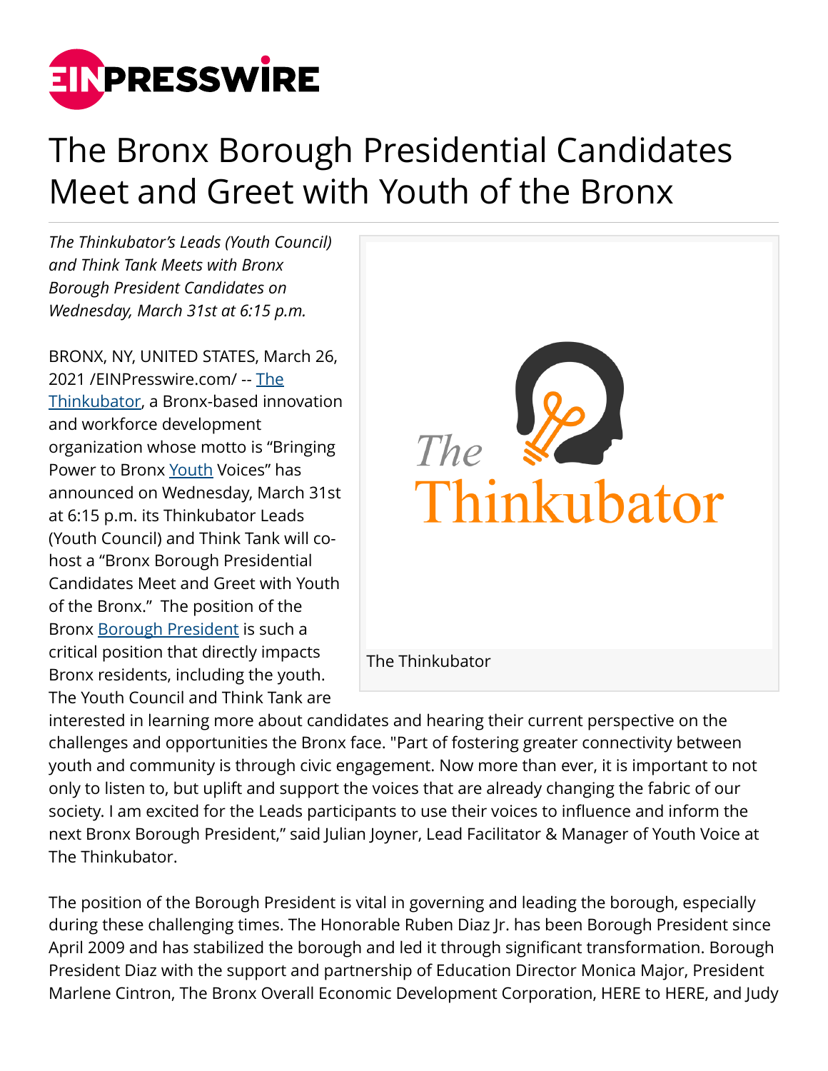# The Bronx Borough Presidential Candidates Meet and Greet with Youth of the Bronx

*The Thinkubator's Leads (Youth Council) and Think Tank Meets with Bronx Borough President Candidates on Wednesday, March 31st at 6:15 p.m.*

The Thinkubator

BRONX, NY, UNITED STATES, March 26, 2021 /EINPresswire.com/ -- The Thinkubator, a Bronx-based innovation and workforce development organization whose motto is "Bringing Power to Bronx Youth Voices" has announced on Wednesday, March 31st at 6:15 p.m. its Thinkubator Leads (Youth Council) and Think Tank will co-host a "Bronx Borough Presidential Candidates Meet and Greet with Youth of the Bronx." The position of the Bronx Borough President is such a critical position that directly impacts Bronx residents, including the youth. The Youth Council and Think Tank are interested in learning more about candidates and hearing their current perspective on the challenges and opportunities the Bronx face. "Part of fostering greater connectivity between youth and community is through civic engagement. Now more than ever, it is important to not only to listen to, but uplift and support the voices that are already changing the fabric of our society. I am excited for the Leads participants to use their voices to influence and inform the next Bronx Borough President," said Julian Joyner, Lead Facilitator & Manager of Youth Voice at The Thinkubator.

The position of the Borough President is vital in governing and leading the borough, especially during these challenging times. The Honorable Ruben Diaz Jr. has been Borough President since April 2009 and has stabilized the borough and led it through significant transformation. Borough President Diaz with the support and partnership of Education Director Monica Major, President Marlene Cintron, The Bronx Overall Economic Development Corporation, HERE to HERE, and Judy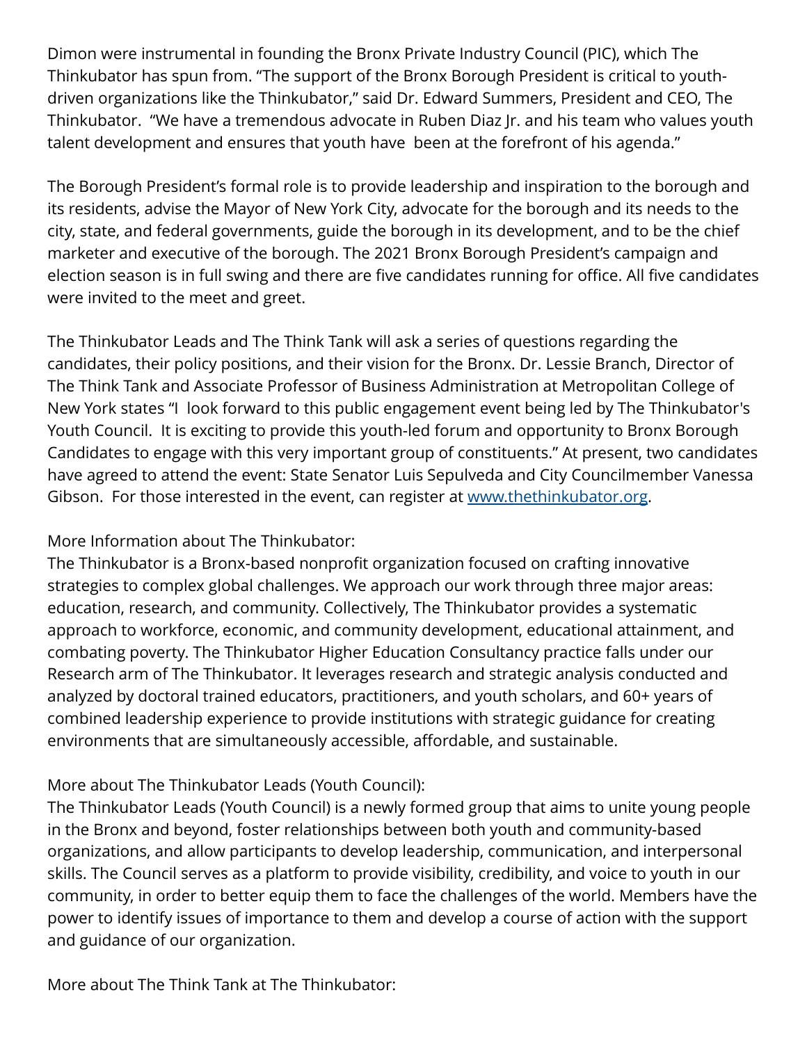Dimon were instrumental in founding the Bronx Private Industry Council (PIC), which The Thinkubator has spun from. "The support of the Bronx Borough President is critical to youth-driven organizations like the Thinkubator," said Dr. Edward Summers, President and CEO, The Thinkubator. "We have a tremendous advocate in Ruben Diaz Jr. and his team who values youth talent development and ensures that youth have been at the forefront of his agenda."

The Borough President's formal role is to provide leadership and inspiration to the borough and its residents, advise the Mayor of New York City, advocate for the borough and its needs to the city, state, and federal governments, guide the borough in its development, and to be the chief marketer and executive of the borough. The 2021 Bronx Borough President's campaign and election season is in full swing and there are five candidates running for office. All five candidates were invited to the meet and greet.

The Thinkubator Leads and The Think Tank will ask a series of questions regarding the candidates, their policy positions, and their vision for the Bronx. Dr. Lessie Branch, Director of The Think Tank and Associate Professor of Business Administration at Metropolitan College of New York states "I look forward to this public engagement event being led by The Thinkubator's Youth Council. It is exciting to provide this youth-led forum and opportunity to Bronx Borough Candidates to engage with this very important group of constituents." At present, two candidates have agreed to attend the event: State Senator Luis Sepulveda and City Councilmember Vanessa Gibson. For those interested in the event, can register at [www.thethinkubator.org](http://www.thethinkubator.org).

More Information about The Thinkubator:
The Thinkubator is a Bronx-based nonprofit organization focused on crafting innovative strategies to complex global challenges. We approach our work through three major areas: education, research, and community. Collectively, The Thinkubator provides a systematic approach to workforce, economic, and community development, educational attainment, and combating poverty. The Thinkubator Higher Education Consultancy practice falls under our Research arm of The Thinkubator. It leverages research and strategic analysis conducted and analyzed by doctoral trained educators, practitioners, and youth scholars, and 60+ years of combined leadership experience to provide institutions with strategic guidance for creating environments that are simultaneously accessible, affordable, and sustainable.

More about The Thinkubator Leads (Youth Council):
The Thinkubator Leads (Youth Council) is a newly formed group that aims to unite young people in the Bronx and beyond, foster relationships between both youth and community-based organizations, and allow participants to develop leadership, communication, and interpersonal skills. The Council serves as a platform to provide visibility, credibility, and voice to youth in our community, in order to better equip them to face the challenges of the world. Members have the power to identify issues of importance to them and develop a course of action with the support and guidance of our organization.

More about The Think Tank at The Thinkubator: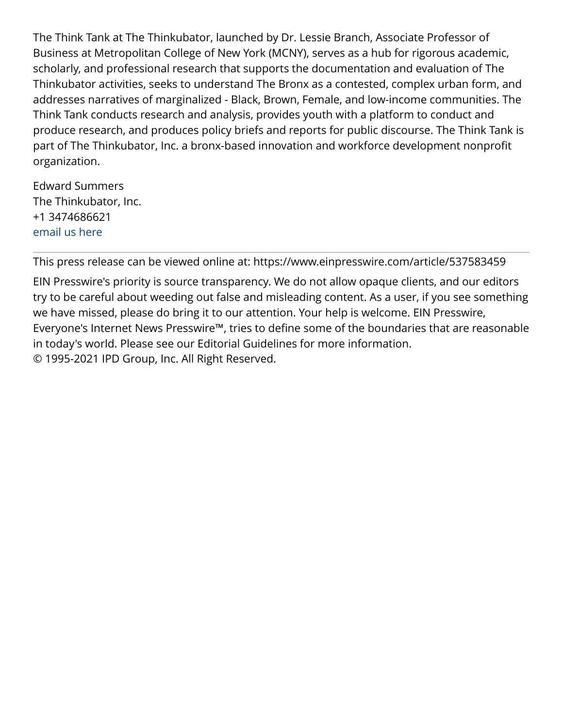The Think Tank at The Thinkubator, launched by Dr. Lessie Branch, Associate Professor of Business at Metropolitan College of New York (MCNY), serves as a hub for rigorous academic, scholarly, and professional research that supports the documentation and evaluation of The Thinkubator activities, seeks to understand The Bronx as a contested, complex urban form, and addresses narratives of marginalized - Black, Brown, Female, and low-income communities. The Think Tank conducts research and analysis, provides youth with a platform to conduct and produce research, and produces policy briefs and reports for public discourse. The Think Tank is part of The Thinkubator, Inc. a bronx-based innovation and workforce development nonprofit organization.

Edward Summers
The Thinkubator, Inc.
+1 3474686621
email us here

---

This press release can be viewed online at: https://www.einpresswire.com/article/537583459

EIN Presswire's priority is source transparency. We do not allow opaque clients, and our editors try to be careful about weeding out false and misleading content. As a user, if you see something we have missed, please do bring it to our attention. Your help is welcome. EIN Presswire, Everyone's Internet News Presswire™, tries to define some of the boundaries that are reasonable in today's world. Please see our Editorial Guidelines for more information.
© 1995-2021 IPD Group, Inc. All Right Reserved.